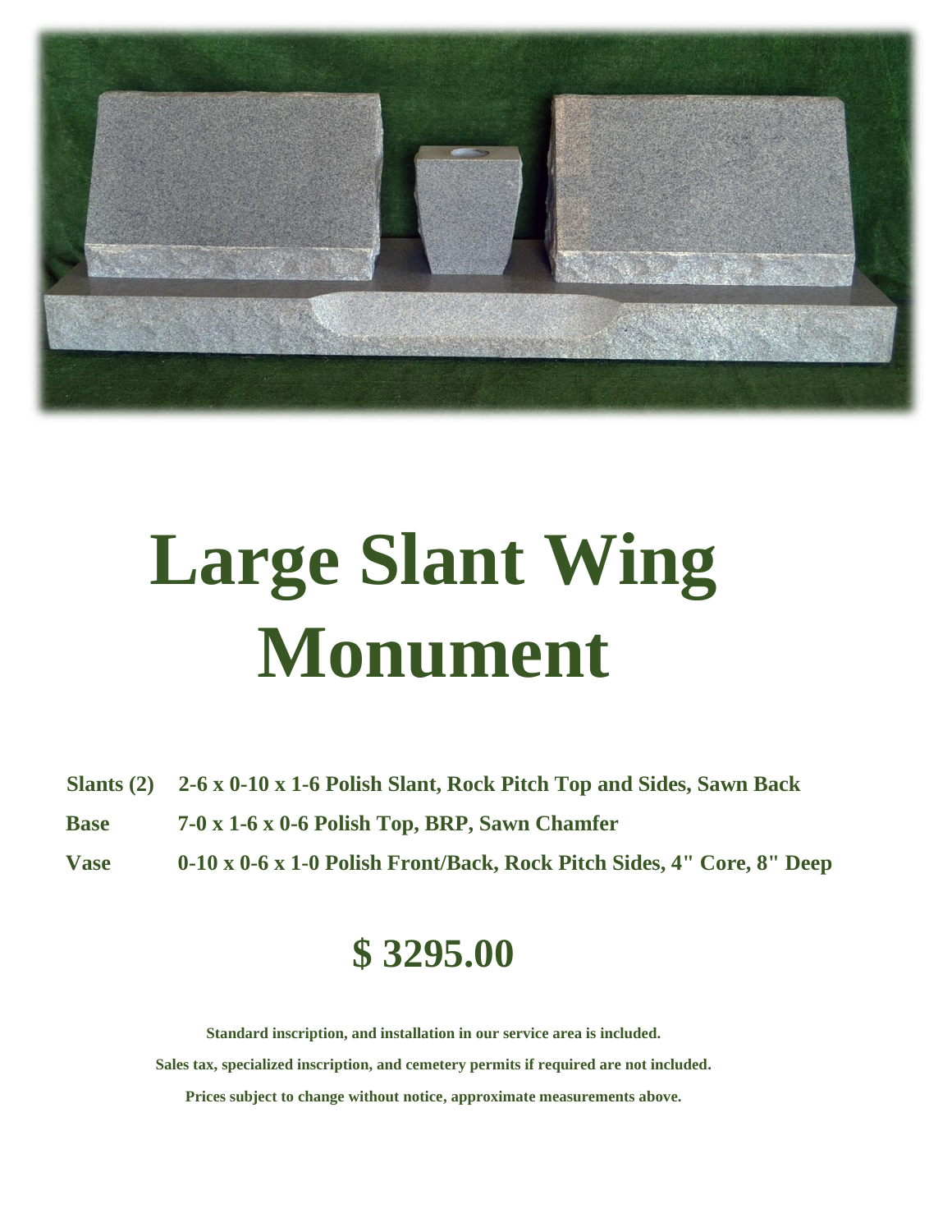# Large Slant Wing Monument

| | |
|---|---|
| **Slants (2)** | **2-6 x 0-10 x 1-6 Polish Slant, Rock Pitch Top and Sides, Sawn Back** |
| **Base** | **7-0 x 1-6 x 0-6 Polish Top, BRP, Sawn Chamfer** |
| **Vase** | **0-10 x 0-6 x 1-0 Polish Front/Back, Rock Pitch Sides, 4" Core, 8" Deep** |

## $ 3295.00

**Standard inscription, and installation in our service area is included.**

**Sales tax, specialized inscription, and cemetery permits if required are not included.**

**Prices subject to change without notice, approximate measurements above.**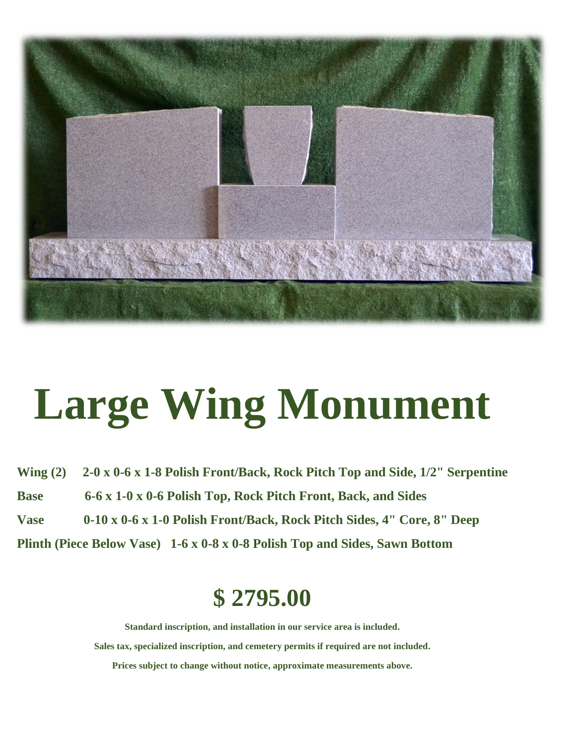# Large Wing Monument

**Wing (2)** **2-0 x 0-6 x 1-8 Polish Front/Back, Rock Pitch Top and Side, 1/2" Serpentine**

**Base** **6-6 x 1-0 x 0-6 Polish Top, Rock Pitch Front, Back, and Sides**

**Vase** **0-10 x 0-6 x 1-0 Polish Front/Back, Rock Pitch Sides, 4" Core, 8" Deep**

**Plinth (Piece Below Vase)** **1-6 x 0-8 x 0-8 Polish Top and Sides, Sawn Bottom**

## $ 2795.00

**Standard inscription, and installation in our service area is included.**

**Sales tax, specialized inscription, and cemetery permits if required are not included.**

**Prices subject to change without notice, approximate measurements above.**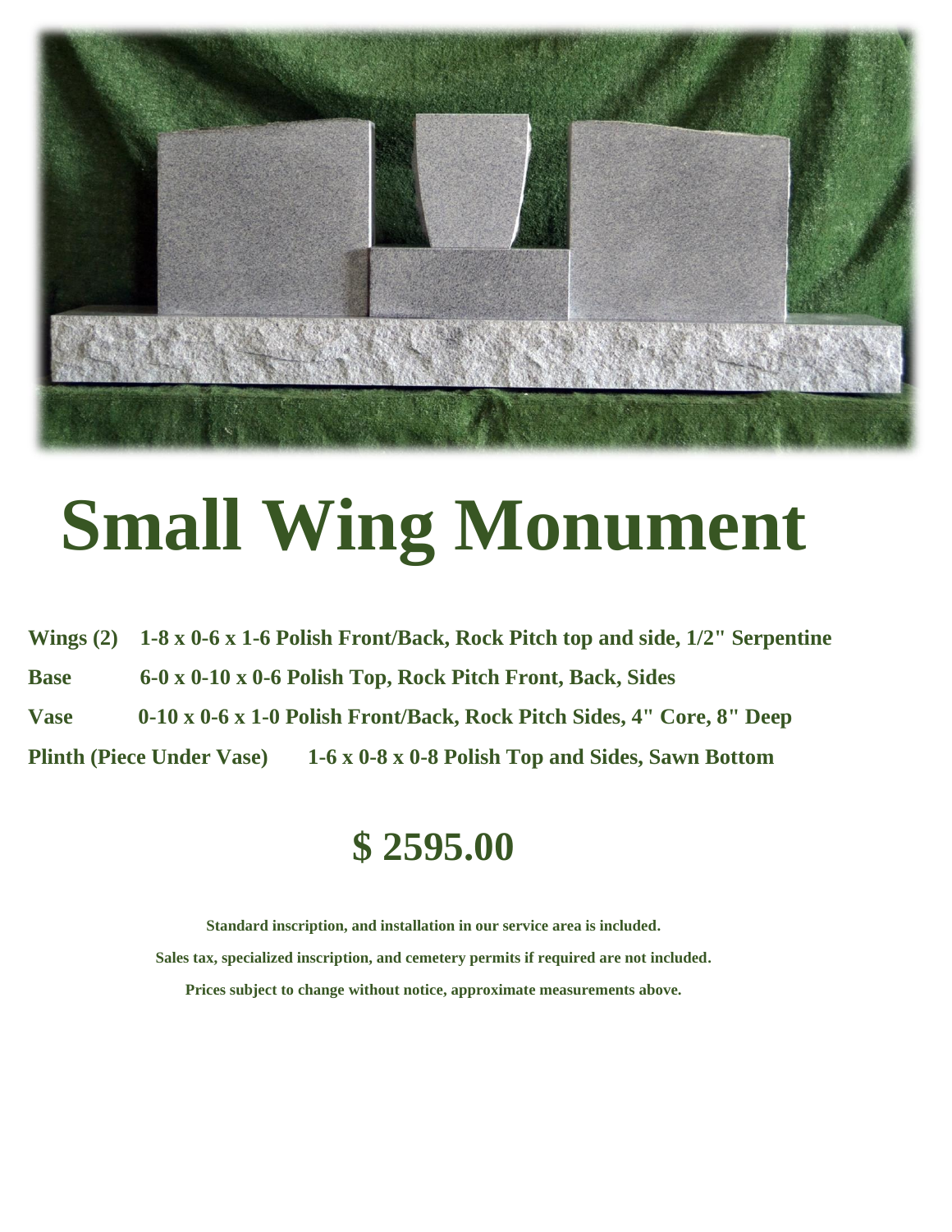# Small Wing Monument

**Wings (2)** **1-8 x 0-6 x 1-6 Polish Front/Back, Rock Pitch top and side, 1/2" Serpentine**

**Base** **6-0 x 0-10 x 0-6 Polish Top, Rock Pitch Front, Back, Sides**

**Vase** **0-10 x 0-6 x 1-0 Polish Front/Back, Rock Pitch Sides, 4" Core, 8" Deep**

**Plinth (Piece Under Vase)** **1-6 x 0-8 x 0-8 Polish Top and Sides, Sawn Bottom**

## $ 2595.00

**Standard inscription, and installation in our service area is included.**

**Sales tax, specialized inscription, and cemetery permits if required are not included.**

**Prices subject to change without notice, approximate measurements above.**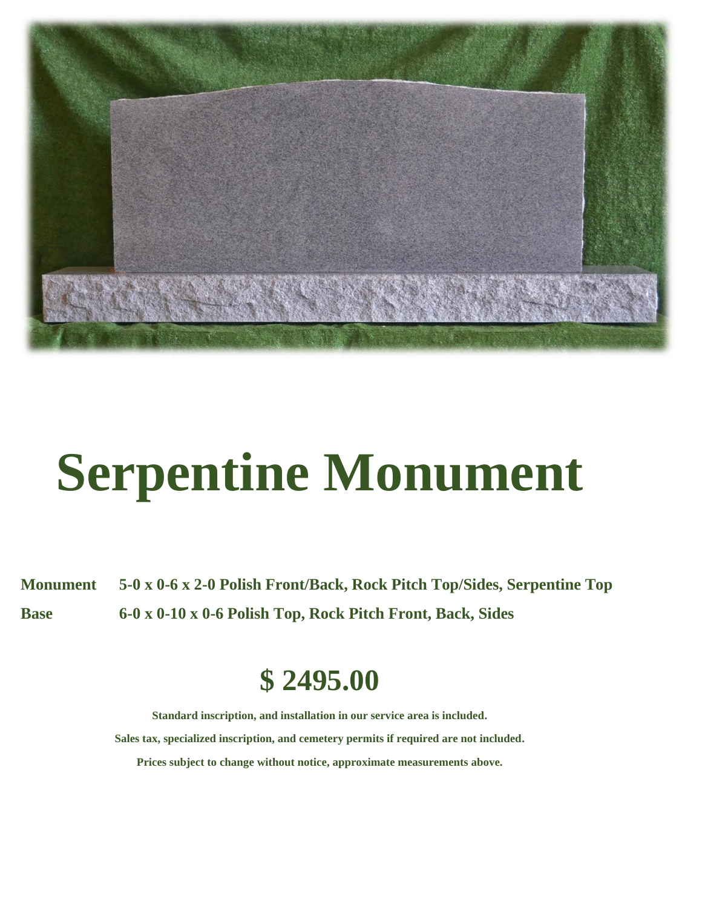# Serpentine Monument

| | |
|---|---|
| **Monument** | **5-0 x 0-6 x 2-0 Polish Front/Back, Rock Pitch Top/Sides, Serpentine Top** |
| **Base** | **6-0 x 0-10 x 0-6 Polish Top, Rock Pitch Front, Back, Sides** |

## $ 2495.00

**Standard inscription, and installation in our service area is included.**

**Sales tax, specialized inscription, and cemetery permits if required are not included.**

**Prices subject to change without notice, approximate measurements above.**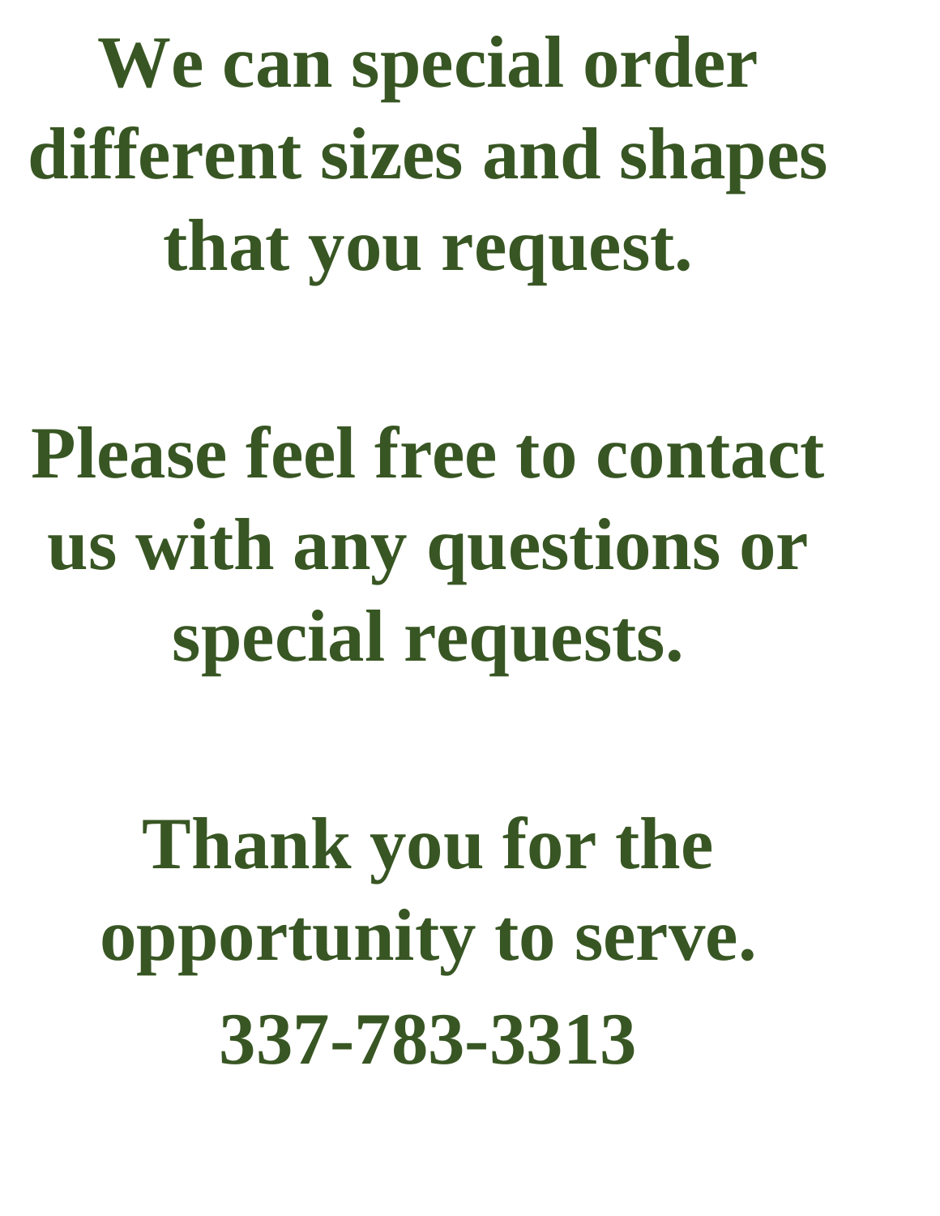**We can special order different sizes and shapes that you request.**

**Please feel free to contact us with any questions or special requests.**

**Thank you for the opportunity to serve.**

**337-783-3313**